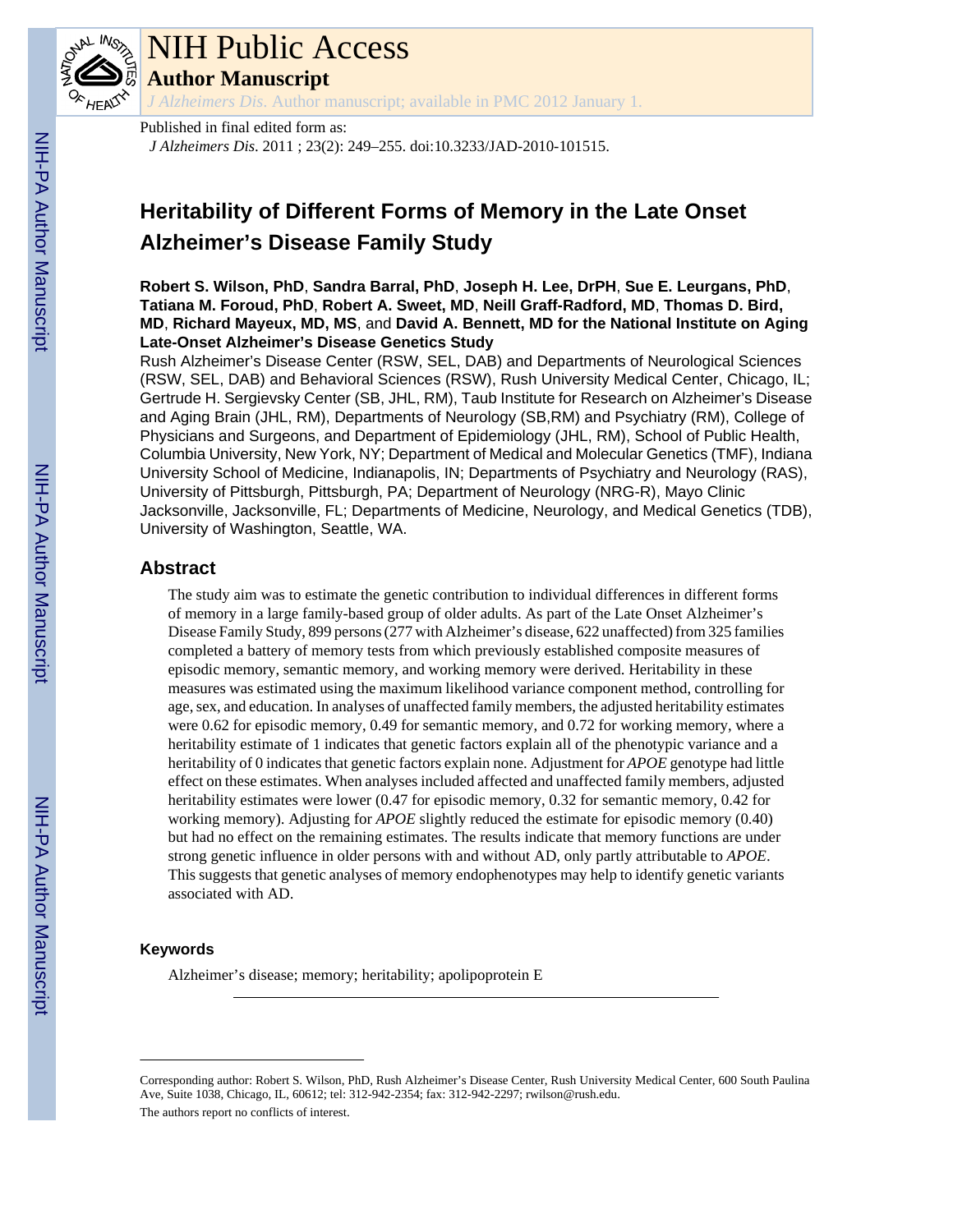# NIH Public Access

## Author Manuscript

*J Alzheimers Dis*. Author manuscript; available in PMC 2012 January 1.

Published in final edited form as:

*J Alzheimers Dis*. 2011 ; 23(2): 249–255. doi:10.3233/JAD-2010-101515.

# Heritability of Different Forms of Memory in the Late Onset Alzheimer's Disease Family Study

**Robert S. Wilson, PhD**, **Sandra Barral, PhD**, **Joseph H. Lee, DrPH**, **Sue E. Leurgans, PhD**, **Tatiana M. Foroud, PhD**, **Robert A. Sweet, MD**, **Neill Graff-Radford, MD**, **Thomas D. Bird, MD**, **Richard Mayeux, MD, MS**, and **David A. Bennett, MD for the National Institute on Aging Late-Onset Alzheimer's Disease Genetics Study**

Rush Alzheimer's Disease Center (RSW, SEL, DAB) and Departments of Neurological Sciences (RSW, SEL, DAB) and Behavioral Sciences (RSW), Rush University Medical Center, Chicago, IL; Gertrude H. Sergievsky Center (SB, JHL, RM), Taub Institute for Research on Alzheimer's Disease and Aging Brain (JHL, RM), Departments of Neurology (SB,RM) and Psychiatry (RM), College of Physicians and Surgeons, and Department of Epidemiology (JHL, RM), School of Public Health, Columbia University, New York, NY; Department of Medical and Molecular Genetics (TMF), Indiana University School of Medicine, Indianapolis, IN; Departments of Psychiatry and Neurology (RAS), University of Pittsburgh, Pittsburgh, PA; Department of Neurology (NRG-R), Mayo Clinic Jacksonville, Jacksonville, FL; Departments of Medicine, Neurology, and Medical Genetics (TDB), University of Washington, Seattle, WA.

## Abstract

The study aim was to estimate the genetic contribution to individual differences in different forms of memory in a large family-based group of older adults. As part of the Late Onset Alzheimer's Disease Family Study, 899 persons (277 with Alzheimer's disease, 622 unaffected) from 325 families completed a battery of memory tests from which previously established composite measures of episodic memory, semantic memory, and working memory were derived. Heritability in these measures was estimated using the maximum likelihood variance component method, controlling for age, sex, and education. In analyses of unaffected family members, the adjusted heritability estimates were 0.62 for episodic memory, 0.49 for semantic memory, and 0.72 for working memory, where a heritability estimate of 1 indicates that genetic factors explain all of the phenotypic variance and a heritability of 0 indicates that genetic factors explain none. Adjustment for *APOE* genotype had little effect on these estimates. When analyses included affected and unaffected family members, adjusted heritability estimates were lower (0.47 for episodic memory, 0.32 for semantic memory, 0.42 for working memory). Adjusting for *APOE* slightly reduced the estimate for episodic memory (0.40) but had no effect on the remaining estimates. The results indicate that memory functions are under strong genetic influence in older persons with and without AD, only partly attributable to *APOE*. This suggests that genetic analyses of memory endophenotypes may help to identify genetic variants associated with AD.

### Keywords

Alzheimer's disease; memory; heritability; apolipoprotein E

---

Corresponding author: Robert S. Wilson, PhD, Rush Alzheimer's Disease Center, Rush University Medical Center, 600 South Paulina Ave, Suite 1038, Chicago, IL, 60612; tel: 312-942-2354; fax: 312-942-2297; rwilson@rush.edu.

The authors report no conflicts of interest.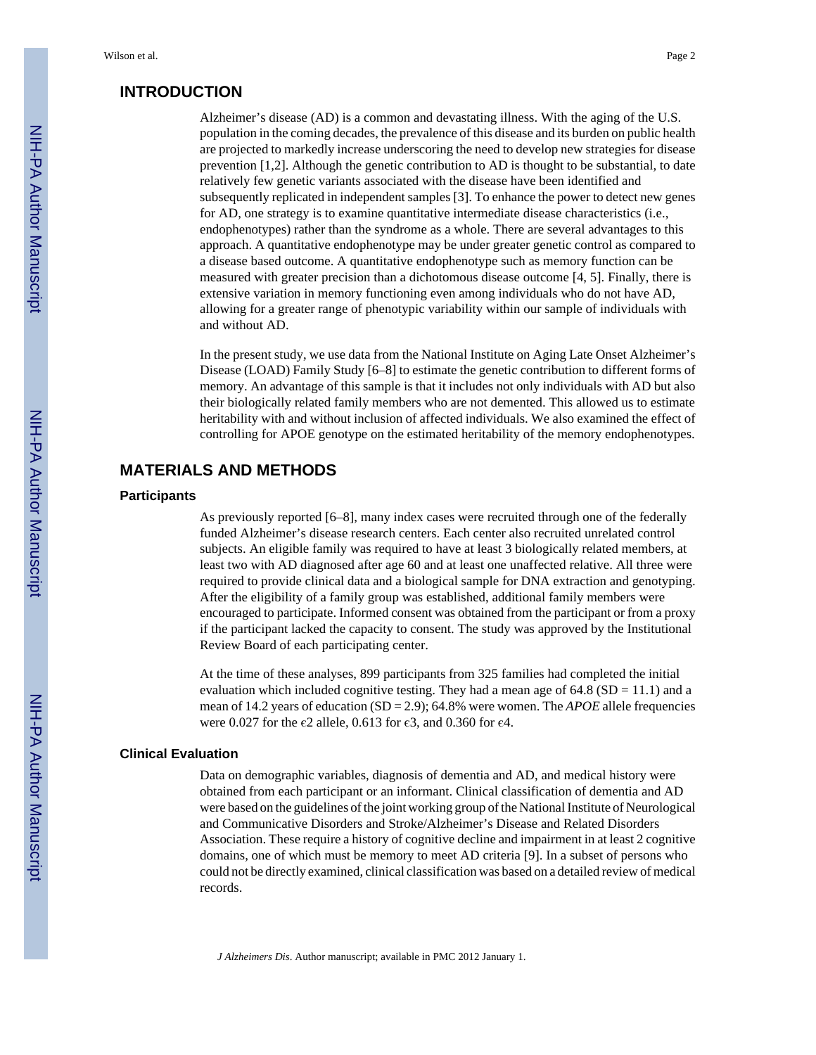## INTRODUCTION

Alzheimer's disease (AD) is a common and devastating illness. With the aging of the U.S. population in the coming decades, the prevalence of this disease and its burden on public health are projected to markedly increase underscoring the need to develop new strategies for disease prevention [1,2]. Although the genetic contribution to AD is thought to be substantial, to date relatively few genetic variants associated with the disease have been identified and subsequently replicated in independent samples [3]. To enhance the power to detect new genes for AD, one strategy is to examine quantitative intermediate disease characteristics (i.e., endophenotypes) rather than the syndrome as a whole. There are several advantages to this approach. A quantitative endophenotype may be under greater genetic control as compared to a disease based outcome. A quantitative endophenotype such as memory function can be measured with greater precision than a dichotomous disease outcome [4, 5]. Finally, there is extensive variation in memory functioning even among individuals who do not have AD, allowing for a greater range of phenotypic variability within our sample of individuals with and without AD.

In the present study, we use data from the National Institute on Aging Late Onset Alzheimer's Disease (LOAD) Family Study [6–8] to estimate the genetic contribution to different forms of memory. An advantage of this sample is that it includes not only individuals with AD but also their biologically related family members who are not demented. This allowed us to estimate heritability with and without inclusion of affected individuals. We also examined the effect of controlling for APOE genotype on the estimated heritability of the memory endophenotypes.

## MATERIALS AND METHODS

### Participants

As previously reported [6–8], many index cases were recruited through one of the federally funded Alzheimer's disease research centers. Each center also recruited unrelated control subjects. An eligible family was required to have at least 3 biologically related members, at least two with AD diagnosed after age 60 and at least one unaffected relative. All three were required to provide clinical data and a biological sample for DNA extraction and genotyping. After the eligibility of a family group was established, additional family members were encouraged to participate. Informed consent was obtained from the participant or from a proxy if the participant lacked the capacity to consent. The study was approved by the Institutional Review Board of each participating center.

At the time of these analyses, 899 participants from 325 families had completed the initial evaluation which included cognitive testing. They had a mean age of 64.8 (SD = 11.1) and a mean of 14.2 years of education (SD = 2.9); 64.8% were women. The *APOE* allele frequencies were 0.027 for the $\epsilon 2$ allele, 0.613 for $\epsilon 3$, and 0.360 for $\epsilon 4$.

### Clinical Evaluation

Data on demographic variables, diagnosis of dementia and AD, and medical history were obtained from each participant or an informant. Clinical classification of dementia and AD were based on the guidelines of the joint working group of the National Institute of Neurological and Communicative Disorders and Stroke/Alzheimer's Disease and Related Disorders Association. These require a history of cognitive decline and impairment in at least 2 cognitive domains, one of which must be memory to meet AD criteria [9]. In a subset of persons who could not be directly examined, clinical classification was based on a detailed review of medical records.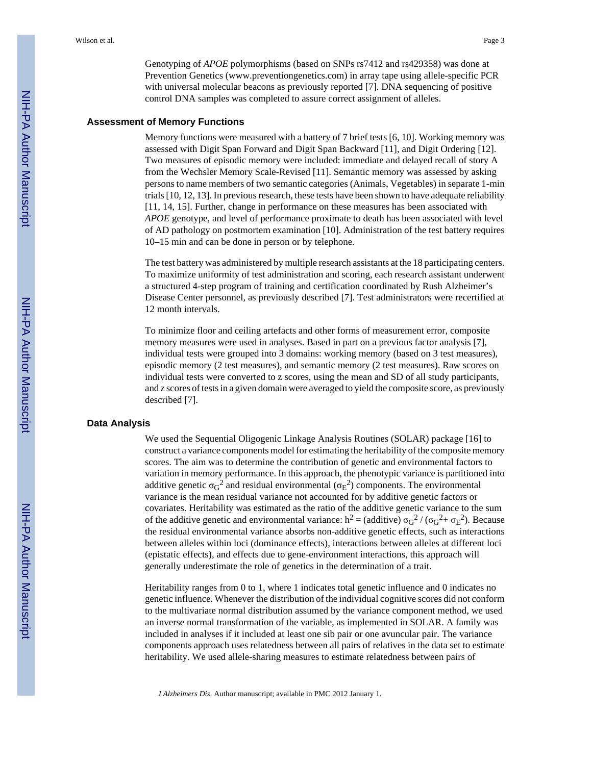Genotyping of *APOE* polymorphisms (based on SNPs rs7412 and rs429358) was done at Prevention Genetics (www.preventiongenetics.com) in array tape using allele-specific PCR with universal molecular beacons as previously reported [7]. DNA sequencing of positive control DNA samples was completed to assure correct assignment of alleles.

## Assessment of Memory Functions

Memory functions were measured with a battery of 7 brief tests [6, 10]. Working memory was assessed with Digit Span Forward and Digit Span Backward [11], and Digit Ordering [12]. Two measures of episodic memory were included: immediate and delayed recall of story A from the Wechsler Memory Scale-Revised [11]. Semantic memory was assessed by asking persons to name members of two semantic categories (Animals, Vegetables) in separate 1-min trials [10, 12, 13]. In previous research, these tests have been shown to have adequate reliability [11, 14, 15]. Further, change in performance on these measures has been associated with *APOE* genotype, and level of performance proximate to death has been associated with level of AD pathology on postmortem examination [10]. Administration of the test battery requires 10–15 min and can be done in person or by telephone.

The test battery was administered by multiple research assistants at the 18 participating centers. To maximize uniformity of test administration and scoring, each research assistant underwent a structured 4-step program of training and certification coordinated by Rush Alzheimer's Disease Center personnel, as previously described [7]. Test administrators were recertified at 12 month intervals.

To minimize floor and ceiling artefacts and other forms of measurement error, composite memory measures were used in analyses. Based in part on a previous factor analysis [7], individual tests were grouped into 3 domains: working memory (based on 3 test measures), episodic memory (2 test measures), and semantic memory (2 test measures). Raw scores on individual tests were converted to z scores, using the mean and SD of all study participants, and z scores of tests in a given domain were averaged to yield the composite score, as previously described [7].

## Data Analysis

We used the Sequential Oligogenic Linkage Analysis Routines (SOLAR) package [16] to construct a variance components model for estimating the heritability of the composite memory scores. The aim was to determine the contribution of genetic and environmental factors to variation in memory performance. In this approach, the phenotypic variance is partitioned into additive genetic $\sigma_G^2$ and residual environmental ($\sigma_E^2$) components. The environmental variance is the mean residual variance not accounted for by additive genetic factors or covariates. Heritability was estimated as the ratio of the additive genetic variance to the sum of the additive genetic and environmental variance: $h^2$ = (additive) $\sigma_G^2 / (\sigma_G^2 + \sigma_E^2)$. Because the residual environmental variance absorbs non-additive genetic effects, such as interactions between alleles within loci (dominance effects), interactions between alleles at different loci (epistatic effects), and effects due to gene-environment interactions, this approach will generally underestimate the role of genetics in the determination of a trait.

Heritability ranges from 0 to 1, where 1 indicates total genetic influence and 0 indicates no genetic influence. Whenever the distribution of the individual cognitive scores did not conform to the multivariate normal distribution assumed by the variance component method, we used an inverse normal transformation of the variable, as implemented in SOLAR. A family was included in analyses if it included at least one sib pair or one avuncular pair. The variance components approach uses relatedness between all pairs of relatives in the data set to estimate heritability. We used allele-sharing measures to estimate relatedness between pairs of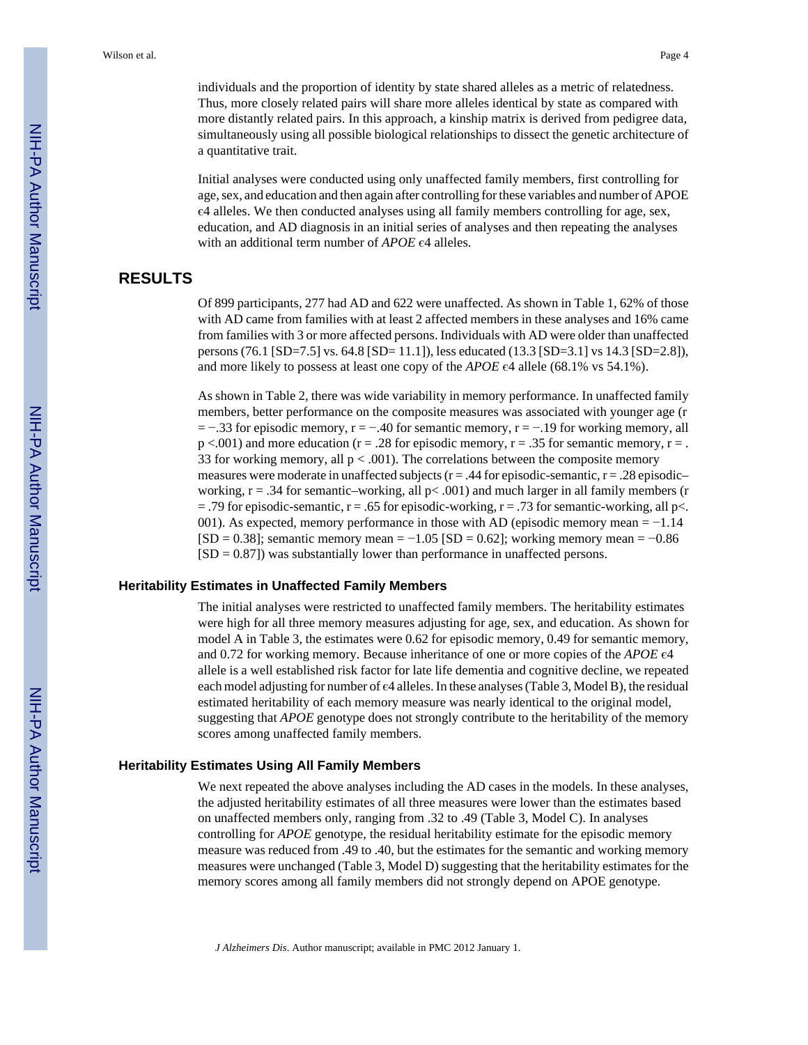individuals and the proportion of identity by state shared alleles as a metric of relatedness. Thus, more closely related pairs will share more alleles identical by state as compared with more distantly related pairs. In this approach, a kinship matrix is derived from pedigree data, simultaneously using all possible biological relationships to dissect the genetic architecture of a quantitative trait.

Initial analyses were conducted using only unaffected family members, first controlling for age, sex, and education and then again after controlling for these variables and number of APOE ϵ4 alleles. We then conducted analyses using all family members controlling for age, sex, education, and AD diagnosis in an initial series of analyses and then repeating the analyses with an additional term number of *APOE* ϵ4 alleles.

## RESULTS

Of 899 participants, 277 had AD and 622 were unaffected. As shown in Table 1, 62% of those with AD came from families with at least 2 affected members in these analyses and 16% came from families with 3 or more affected persons. Individuals with AD were older than unaffected persons (76.1 [SD=7.5] vs. 64.8 [SD= 11.1]), less educated (13.3 [SD=3.1] vs 14.3 [SD=2.8]), and more likely to possess at least one copy of the *APOE* ϵ4 allele (68.1% vs 54.1%).

As shown in Table 2, there was wide variability in memory performance. In unaffected family members, better performance on the composite measures was associated with younger age ($r = -.33$ for episodic memory, $r = -.40$ for semantic memory, $r = -.19$ for working memory, all $p < .001$) and more education ($r = .28$ for episodic memory, $r = .35$ for semantic memory, $r = .33$ for working memory, all $p < .001$). The correlations between the composite memory measures were moderate in unaffected subjects ($r = .44$ for episodic-semantic, $r = .28$ episodic–working, $r = .34$ for semantic–working, all $p < .001$) and much larger in all family members ($r = .79$ for episodic-semantic, $r = .65$ for episodic-working, $r = .73$ for semantic-working, all $p < .001$). As expected, memory performance in those with AD (episodic memory mean = −1.14 [SD = 0.38]; semantic memory mean = −1.05 [SD = 0.62]; working memory mean = −0.86 [SD = 0.87]) was substantially lower than performance in unaffected persons.

### Heritability Estimates in Unaffected Family Members

The initial analyses were restricted to unaffected family members. The heritability estimates were high for all three memory measures adjusting for age, sex, and education. As shown for model A in Table 3, the estimates were 0.62 for episodic memory, 0.49 for semantic memory, and 0.72 for working memory. Because inheritance of one or more copies of the *APOE* ϵ4 allele is a well established risk factor for late life dementia and cognitive decline, we repeated each model adjusting for number of ϵ4 alleles. In these analyses (Table 3, Model B), the residual estimated heritability of each memory measure was nearly identical to the original model, suggesting that *APOE* genotype does not strongly contribute to the heritability of the memory scores among unaffected family members.

### Heritability Estimates Using All Family Members

We next repeated the above analyses including the AD cases in the models. In these analyses, the adjusted heritability estimates of all three measures were lower than the estimates based on unaffected members only, ranging from .32 to .49 (Table 3, Model C). In analyses controlling for *APOE* genotype, the residual heritability estimate for the episodic memory measure was reduced from .49 to .40, but the estimates for the semantic and working memory measures were unchanged (Table 3, Model D) suggesting that the heritability estimates for the memory scores among all family members did not strongly depend on APOE genotype.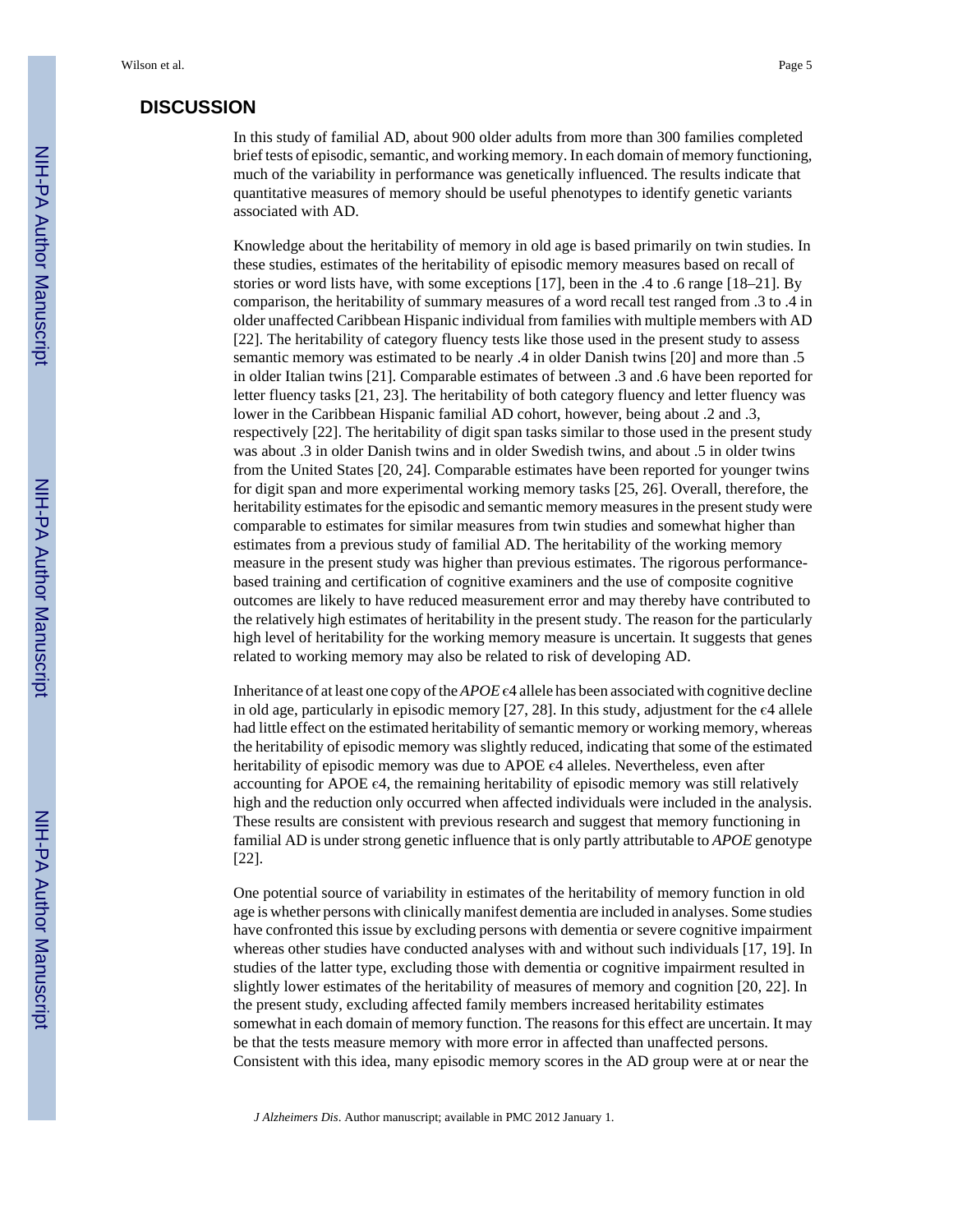## DISCUSSION

In this study of familial AD, about 900 older adults from more than 300 families completed brief tests of episodic, semantic, and working memory. In each domain of memory functioning, much of the variability in performance was genetically influenced. The results indicate that quantitative measures of memory should be useful phenotypes to identify genetic variants associated with AD.

Knowledge about the heritability of memory in old age is based primarily on twin studies. In these studies, estimates of the heritability of episodic memory measures based on recall of stories or word lists have, with some exceptions [17], been in the .4 to .6 range [18–21]. By comparison, the heritability of summary measures of a word recall test ranged from .3 to .4 in older unaffected Caribbean Hispanic individual from families with multiple members with AD [22]. The heritability of category fluency tests like those used in the present study to assess semantic memory was estimated to be nearly .4 in older Danish twins [20] and more than .5 in older Italian twins [21]. Comparable estimates of between .3 and .6 have been reported for letter fluency tasks [21, 23]. The heritability of both category fluency and letter fluency was lower in the Caribbean Hispanic familial AD cohort, however, being about .2 and .3, respectively [22]. The heritability of digit span tasks similar to those used in the present study was about .3 in older Danish twins and in older Swedish twins, and about .5 in older twins from the United States [20, 24]. Comparable estimates have been reported for younger twins for digit span and more experimental working memory tasks [25, 26]. Overall, therefore, the heritability estimates for the episodic and semantic memory measures in the present study were comparable to estimates for similar measures from twin studies and somewhat higher than estimates from a previous study of familial AD. The heritability of the working memory measure in the present study was higher than previous estimates. The rigorous performance-based training and certification of cognitive examiners and the use of composite cognitive outcomes are likely to have reduced measurement error and may thereby have contributed to the relatively high estimates of heritability in the present study. The reason for the particularly high level of heritability for the working memory measure is uncertain. It suggests that genes related to working memory may also be related to risk of developing AD.

Inheritance of at least one copy of the *APOE* ϵ4 allele has been associated with cognitive decline in old age, particularly in episodic memory [27, 28]. In this study, adjustment for the ϵ4 allele had little effect on the estimated heritability of semantic memory or working memory, whereas the heritability of episodic memory was slightly reduced, indicating that some of the estimated heritability of episodic memory was due to APOE ϵ4 alleles. Nevertheless, even after accounting for APOE ϵ4, the remaining heritability of episodic memory was still relatively high and the reduction only occurred when affected individuals were included in the analysis. These results are consistent with previous research and suggest that memory functioning in familial AD is under strong genetic influence that is only partly attributable to *APOE* genotype [22].

One potential source of variability in estimates of the heritability of memory function in old age is whether persons with clinically manifest dementia are included in analyses. Some studies have confronted this issue by excluding persons with dementia or severe cognitive impairment whereas other studies have conducted analyses with and without such individuals [17, 19]. In studies of the latter type, excluding those with dementia or cognitive impairment resulted in slightly lower estimates of the heritability of measures of memory and cognition [20, 22]. In the present study, excluding affected family members increased heritability estimates somewhat in each domain of memory function. The reasons for this effect are uncertain. It may be that the tests measure memory with more error in affected than unaffected persons. Consistent with this idea, many episodic memory scores in the AD group were at or near the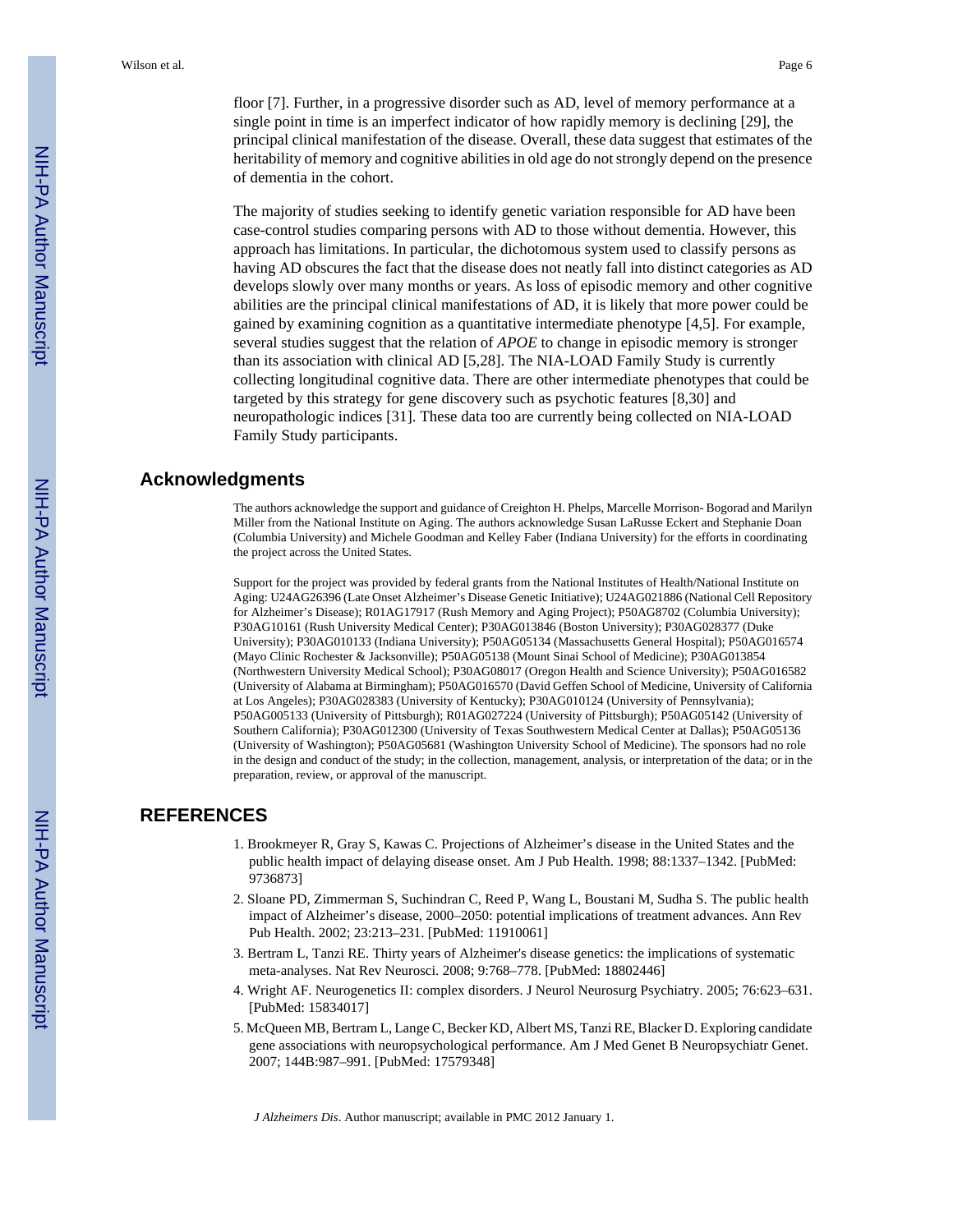floor [7]. Further, in a progressive disorder such as AD, level of memory performance at a single point in time is an imperfect indicator of how rapidly memory is declining [29], the principal clinical manifestation of the disease. Overall, these data suggest that estimates of the heritability of memory and cognitive abilities in old age do not strongly depend on the presence of dementia in the cohort.

The majority of studies seeking to identify genetic variation responsible for AD have been case-control studies comparing persons with AD to those without dementia. However, this approach has limitations. In particular, the dichotomous system used to classify persons as having AD obscures the fact that the disease does not neatly fall into distinct categories as AD develops slowly over many months or years. As loss of episodic memory and other cognitive abilities are the principal clinical manifestations of AD, it is likely that more power could be gained by examining cognition as a quantitative intermediate phenotype [4,5]. For example, several studies suggest that the relation of *APOE* to change in episodic memory is stronger than its association with clinical AD [5,28]. The NIA-LOAD Family Study is currently collecting longitudinal cognitive data. There are other intermediate phenotypes that could be targeted by this strategy for gene discovery such as psychotic features [8,30] and neuropathologic indices [31]. These data too are currently being collected on NIA-LOAD Family Study participants.

## Acknowledgments

The authors acknowledge the support and guidance of Creighton H. Phelps, Marcelle Morrison- Bogorad and Marilyn Miller from the National Institute on Aging. The authors acknowledge Susan LaRusse Eckert and Stephanie Doan (Columbia University) and Michele Goodman and Kelley Faber (Indiana University) for the efforts in coordinating the project across the United States.

Support for the project was provided by federal grants from the National Institutes of Health/National Institute on Aging: U24AG26396 (Late Onset Alzheimer's Disease Genetic Initiative); U24AG021886 (National Cell Repository for Alzheimer's Disease); R01AG17917 (Rush Memory and Aging Project); P50AG8702 (Columbia University); P30AG10161 (Rush University Medical Center); P30AG013846 (Boston University); P30AG028377 (Duke University); P30AG010133 (Indiana University); P50AG05134 (Massachusetts General Hospital); P50AG016574 (Mayo Clinic Rochester & Jacksonville); P50AG05138 (Mount Sinai School of Medicine); P30AG013854 (Northwestern University Medical School); P30AG08017 (Oregon Health and Science University); P50AG016582 (University of Alabama at Birmingham); P50AG016570 (David Geffen School of Medicine, University of California at Los Angeles); P30AG028383 (University of Kentucky); P30AG010124 (University of Pennsylvania); P50AG005133 (University of Pittsburgh); R01AG027224 (University of Pittsburgh); P50AG05142 (University of Southern California); P30AG012300 (University of Texas Southwestern Medical Center at Dallas); P50AG05136 (University of Washington); P50AG05681 (Washington University School of Medicine). The sponsors had no role in the design and conduct of the study; in the collection, management, analysis, or interpretation of the data; or in the preparation, review, or approval of the manuscript.

## REFERENCES

1. Brookmeyer R, Gray S, Kawas C. Projections of Alzheimer's disease in the United States and the public health impact of delaying disease onset. Am J Pub Health. 1998; 88:1337–1342. [PubMed: 9736873]
2. Sloane PD, Zimmerman S, Suchindran C, Reed P, Wang L, Boustani M, Sudha S. The public health impact of Alzheimer's disease, 2000–2050: potential implications of treatment advances. Ann Rev Pub Health. 2002; 23:213–231. [PubMed: 11910061]
3. Bertram L, Tanzi RE. Thirty years of Alzheimer's disease genetics: the implications of systematic meta-analyses. Nat Rev Neurosci. 2008; 9:768–778. [PubMed: 18802446]
4. Wright AF. Neurogenetics II: complex disorders. J Neurol Neurosurg Psychiatry. 2005; 76:623–631. [PubMed: 15834017]
5. McQueen MB, Bertram L, Lange C, Becker KD, Albert MS, Tanzi RE, Blacker D. Exploring candidate gene associations with neuropsychological performance. Am J Med Genet B Neuropsychiatr Genet. 2007; 144B:987–991. [PubMed: 17579348]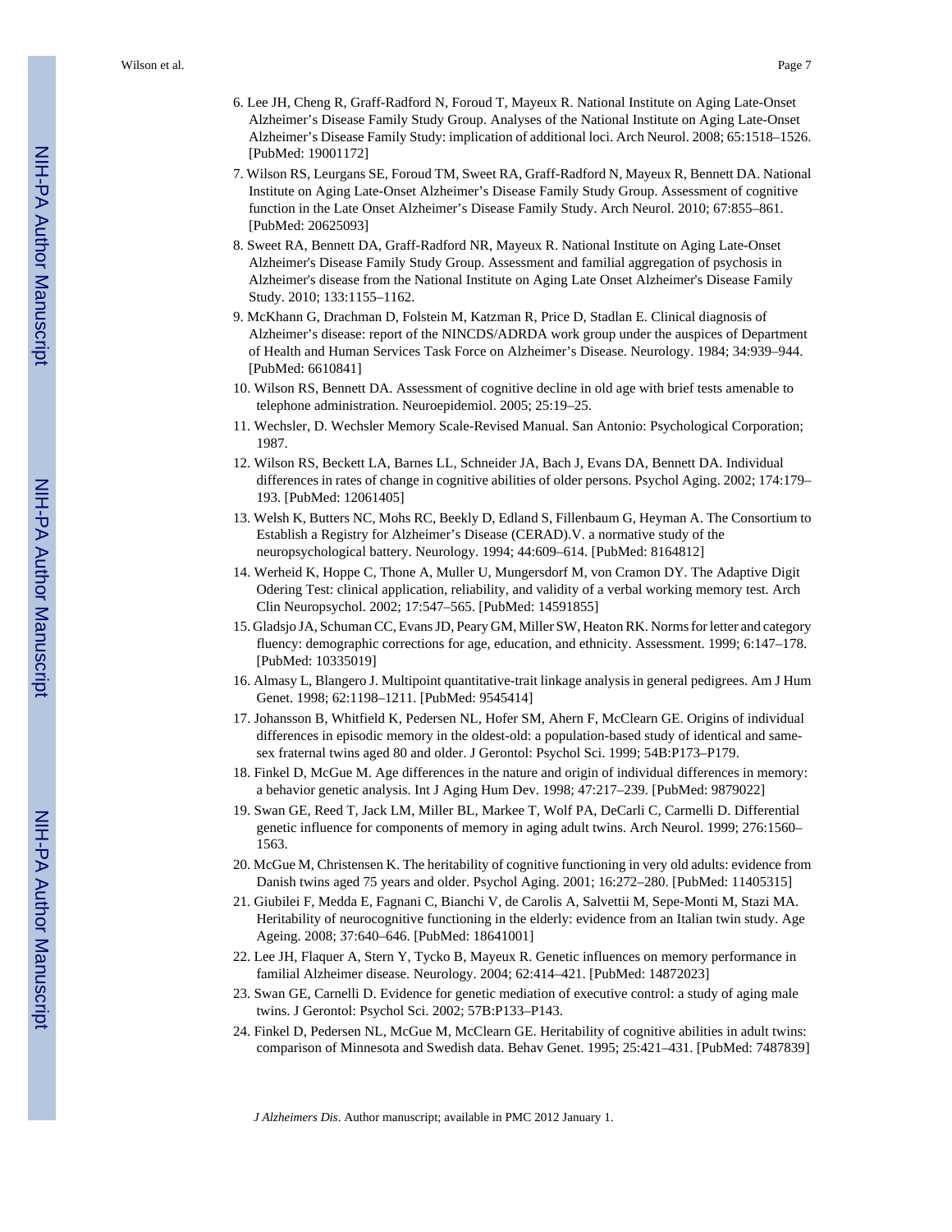6. Lee JH, Cheng R, Graff-Radford N, Foroud T, Mayeux R. National Institute on Aging Late-Onset Alzheimer's Disease Family Study Group. Analyses of the National Institute on Aging Late-Onset Alzheimer's Disease Family Study: implication of additional loci. Arch Neurol. 2008; 65:1518–1526. [PubMed: 19001172]
7. Wilson RS, Leurgans SE, Foroud TM, Sweet RA, Graff-Radford N, Mayeux R, Bennett DA. National Institute on Aging Late-Onset Alzheimer's Disease Family Study Group. Assessment of cognitive function in the Late Onset Alzheimer's Disease Family Study. Arch Neurol. 2010; 67:855–861. [PubMed: 20625093]
8. Sweet RA, Bennett DA, Graff-Radford NR, Mayeux R. National Institute on Aging Late-Onset Alzheimer's Disease Family Study Group. Assessment and familial aggregation of psychosis in Alzheimer's disease from the National Institute on Aging Late Onset Alzheimer's Disease Family Study. 2010; 133:1155–1162.
9. McKhann G, Drachman D, Folstein M, Katzman R, Price D, Stadlan E. Clinical diagnosis of Alzheimer's disease: report of the NINCDS/ADRDA work group under the auspices of Department of Health and Human Services Task Force on Alzheimer's Disease. Neurology. 1984; 34:939–944. [PubMed: 6610841]
10. Wilson RS, Bennett DA. Assessment of cognitive decline in old age with brief tests amenable to telephone administration. Neuroepidemiol. 2005; 25:19–25.
11. Wechsler, D. Wechsler Memory Scale-Revised Manual. San Antonio: Psychological Corporation; 1987.
12. Wilson RS, Beckett LA, Barnes LL, Schneider JA, Bach J, Evans DA, Bennett DA. Individual differences in rates of change in cognitive abilities of older persons. Psychol Aging. 2002; 174:179–193. [PubMed: 12061405]
13. Welsh K, Butters NC, Mohs RC, Beekly D, Edland S, Fillenbaum G, Heyman A. The Consortium to Establish a Registry for Alzheimer's Disease (CERAD).V. a normative study of the neuropsychological battery. Neurology. 1994; 44:609–614. [PubMed: 8164812]
14. Werheid K, Hoppe C, Thone A, Muller U, Mungersdorf M, von Cramon DY. The Adaptive Digit Odering Test: clinical application, reliability, and validity of a verbal working memory test. Arch Clin Neuropsychol. 2002; 17:547–565. [PubMed: 14591855]
15. Gladsjo JA, Schuman CC, Evans JD, Peary GM, Miller SW, Heaton RK. Norms for letter and category fluency: demographic corrections for age, education, and ethnicity. Assessment. 1999; 6:147–178. [PubMed: 10335019]
16. Almasy L, Blangero J. Multipoint quantitative-trait linkage analysis in general pedigrees. Am J Hum Genet. 1998; 62:1198–1211. [PubMed: 9545414]
17. Johansson B, Whitfield K, Pedersen NL, Hofer SM, Ahern F, McClearn GE. Origins of individual differences in episodic memory in the oldest-old: a population-based study of identical and same-sex fraternal twins aged 80 and older. J Gerontol: Psychol Sci. 1999; 54B:P173–P179.
18. Finkel D, McGue M. Age differences in the nature and origin of individual differences in memory: a behavior genetic analysis. Int J Aging Hum Dev. 1998; 47:217–239. [PubMed: 9879022]
19. Swan GE, Reed T, Jack LM, Miller BL, Markee T, Wolf PA, DeCarli C, Carmelli D. Differential genetic influence for components of memory in aging adult twins. Arch Neurol. 1999; 276:1560–1563.
20. McGue M, Christensen K. The heritability of cognitive functioning in very old adults: evidence from Danish twins aged 75 years and older. Psychol Aging. 2001; 16:272–280. [PubMed: 11405315]
21. Giubilei F, Medda E, Fagnani C, Bianchi V, de Carolis A, Salvettii M, Sepe-Monti M, Stazi MA. Heritability of neurocognitive functioning in the elderly: evidence from an Italian twin study. Age Ageing. 2008; 37:640–646. [PubMed: 18641001]
22. Lee JH, Flaquer A, Stern Y, Tycko B, Mayeux R. Genetic influences on memory performance in familial Alzheimer disease. Neurology. 2004; 62:414–421. [PubMed: 14872023]
23. Swan GE, Carnelli D. Evidence for genetic mediation of executive control: a study of aging male twins. J Gerontol: Psychol Sci. 2002; 57B:P133–P143.
24. Finkel D, Pedersen NL, McGue M, McClearn GE. Heritability of cognitive abilities in adult twins: comparison of Minnesota and Swedish data. Behav Genet. 1995; 25:421–431. [PubMed: 7487839]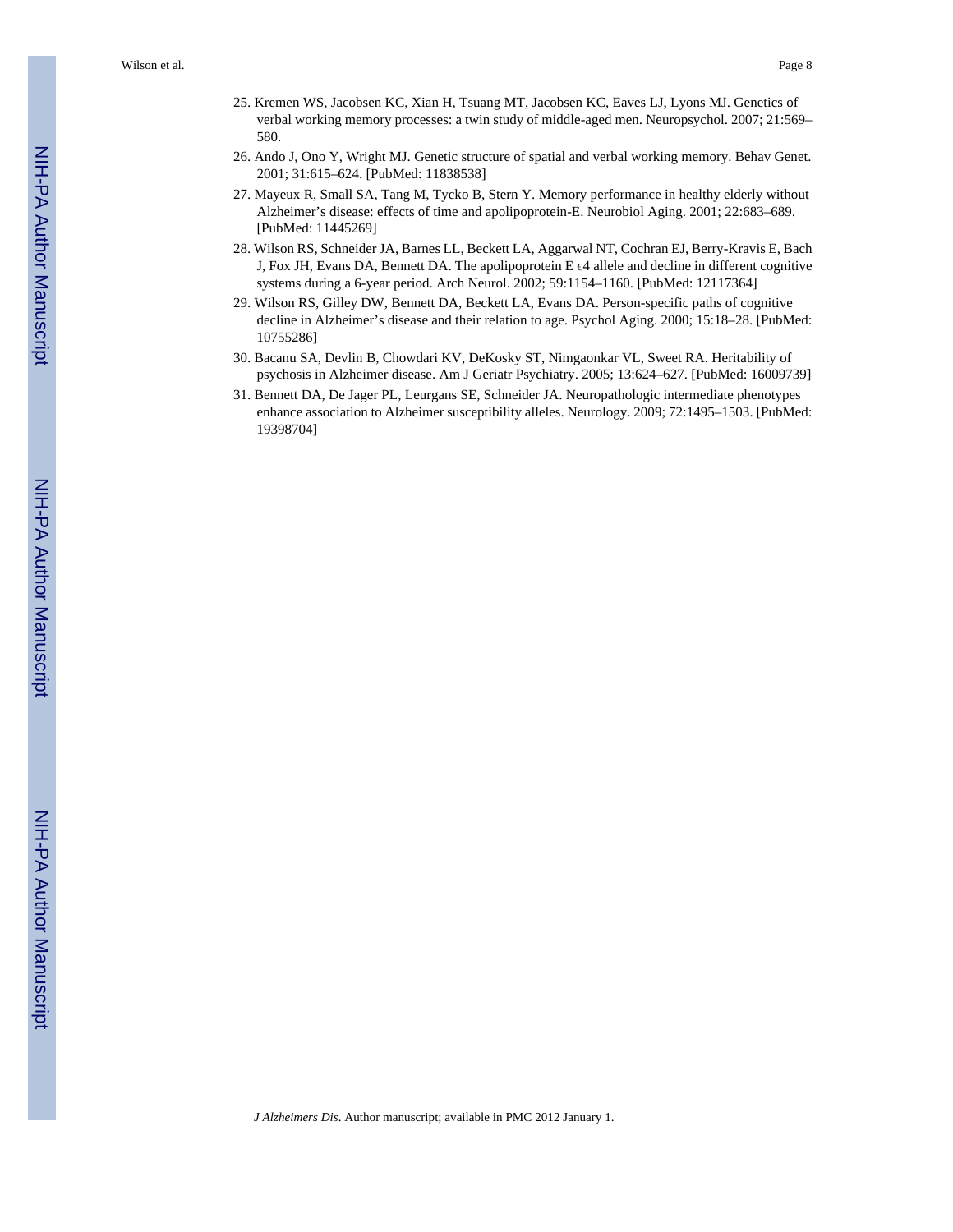25. Kremen WS, Jacobsen KC, Xian H, Tsuang MT, Jacobsen KC, Eaves LJ, Lyons MJ. Genetics of verbal working memory processes: a twin study of middle-aged men. Neuropsychol. 2007; 21:569–580.
26. Ando J, Ono Y, Wright MJ. Genetic structure of spatial and verbal working memory. Behav Genet. 2001; 31:615–624. [PubMed: 11838538]
27. Mayeux R, Small SA, Tang M, Tycko B, Stern Y. Memory performance in healthy elderly without Alzheimer's disease: effects of time and apolipoprotein-E. Neurobiol Aging. 2001; 22:683–689. [PubMed: 11445269]
28. Wilson RS, Schneider JA, Barnes LL, Beckett LA, Aggarwal NT, Cochran EJ, Berry-Kravis E, Bach J, Fox JH, Evans DA, Bennett DA. The apolipoprotein E ϵ4 allele and decline in different cognitive systems during a 6-year period. Arch Neurol. 2002; 59:1154–1160. [PubMed: 12117364]
29. Wilson RS, Gilley DW, Bennett DA, Beckett LA, Evans DA. Person-specific paths of cognitive decline in Alzheimer's disease and their relation to age. Psychol Aging. 2000; 15:18–28. [PubMed: 10755286]
30. Bacanu SA, Devlin B, Chowdari KV, DeKosky ST, Nimgaonkar VL, Sweet RA. Heritability of psychosis in Alzheimer disease. Am J Geriatr Psychiatry. 2005; 13:624–627. [PubMed: 16009739]
31. Bennett DA, De Jager PL, Leurgans SE, Schneider JA. Neuropathologic intermediate phenotypes enhance association to Alzheimer susceptibility alleles. Neurology. 2009; 72:1495–1503. [PubMed: 19398704]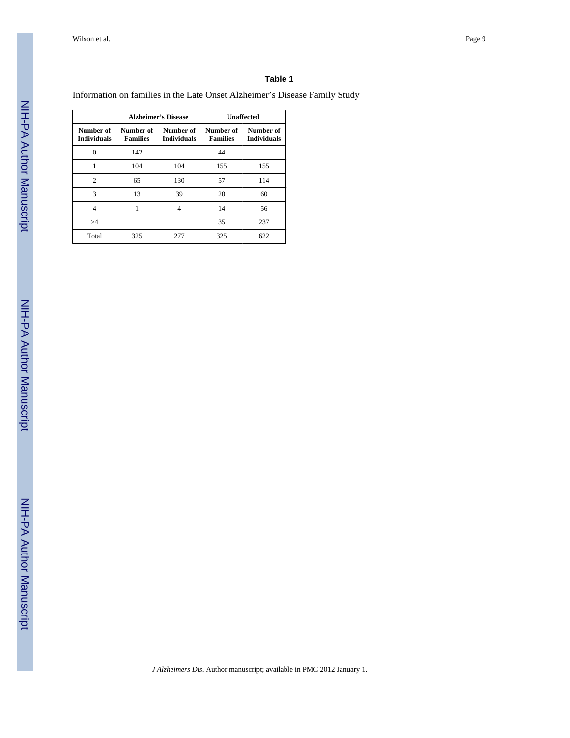**Table 1**

Information on families in the Late Onset Alzheimer's Disease Family Study

| | Alzheimer's Disease | | Unaffected | |
|---|---|---|---|---|
| **Number of Individuals** | **Number of Families** | **Number of Individuals** | **Number of Families** | **Number of Individuals** |
| 0 | 142 | | 44 | |
| 1 | 104 | 104 | 155 | 155 |
| 2 | 65 | 130 | 57 | 114 |
| 3 | 13 | 39 | 20 | 60 |
| 4 | 1 | 4 | 14 | 56 |
| >4 | | | 35 | 237 |
| Total | 325 | 277 | 325 | 622 |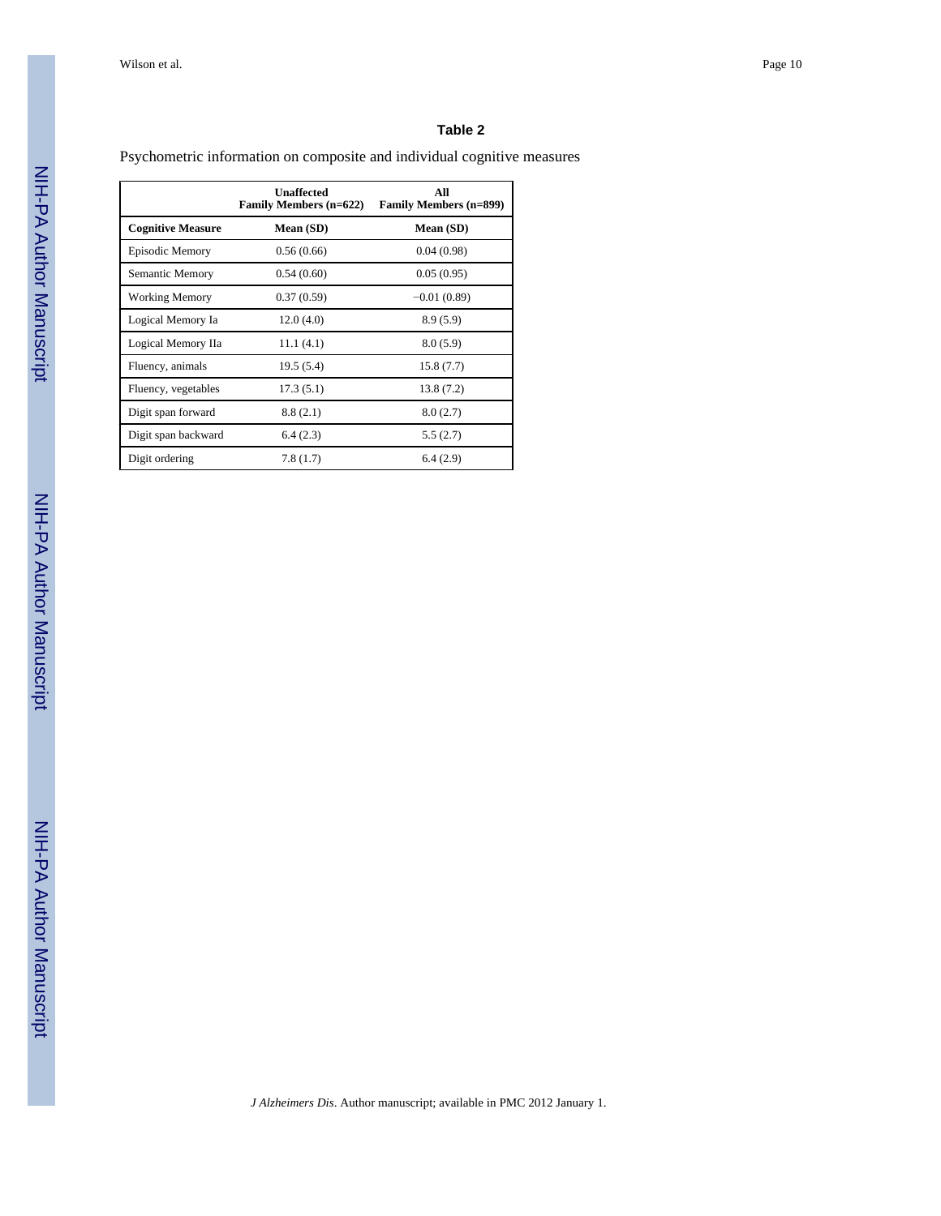## Table 2

Psychometric information on composite and individual cognitive measures

| | Unaffected Family Members (n=622) | All Family Members (n=899) |
|---|---|---|
| **Cognitive Measure** | **Mean (SD)** | **Mean (SD)** |
| Episodic Memory | 0.56 (0.66) | 0.04 (0.98) |
| Semantic Memory | 0.54 (0.60) | 0.05 (0.95) |
| Working Memory | 0.37 (0.59) | −0.01 (0.89) |
| Logical Memory Ia | 12.0 (4.0) | 8.9 (5.9) |
| Logical Memory IIa | 11.1 (4.1) | 8.0 (5.9) |
| Fluency, animals | 19.5 (5.4) | 15.8 (7.7) |
| Fluency, vegetables | 17.3 (5.1) | 13.8 (7.2) |
| Digit span forward | 8.8 (2.1) | 8.0 (2.7) |
| Digit span backward | 6.4 (2.3) | 5.5 (2.7) |
| Digit ordering | 7.8 (1.7) | 6.4 (2.9) |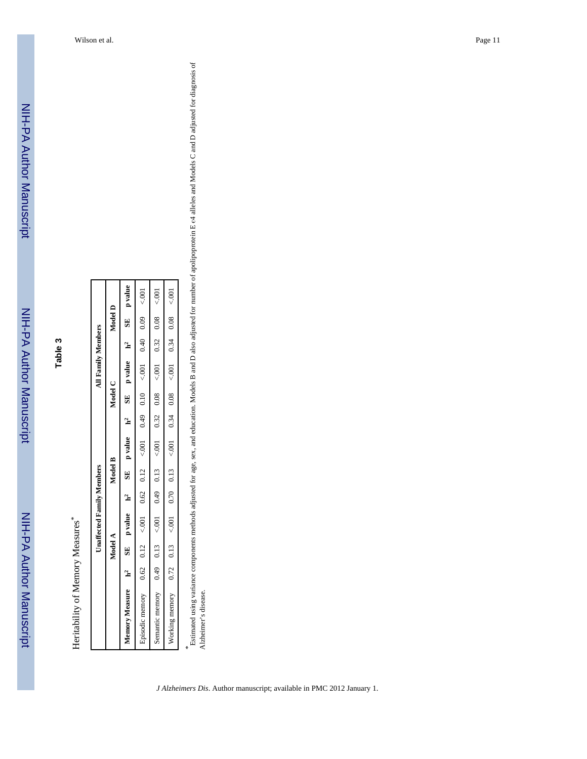## Table 3

Heritability of Memory Measures*

| | Unaffected Family Members | | | | | | All Family Members | | | | | |
|---|---|---|---|---|---|---|---|---|---|---|---|---|
| | Model A | | | Model B | | | Model C | | | Model D | | |
| Memory Measure | $h^2$ | SE | p value | $h^2$ | SE | p value | $h^2$ | SE | p value | $h^2$ | SE | p value |
| Episodic memory | 0.62 | 0.12 | <.001 | 0.62 | 0.12 | <.001 | 0.49 | 0.10 | <.001 | 0.40 | 0.09 | <.001 |
| Semantic memory | 0.49 | 0.13 | <.001 | 0.49 | 0.13 | <.001 | 0.32 | 0.08 | <.001 | 0.32 | 0.08 | <.001 |
| Working memory | 0.72 | 0.13 | <.001 | 0.70 | 0.13 | <.001 | 0.34 | 0.08 | <.001 | 0.34 | 0.08 | <.001 |

*Estimated using variance components methods adjusted for age, sex, and education. Models B and D also adjusted for number of apolipoprotein E ε4 alleles and Models C and D adjusted for diagnosis of Alzheimer's disease.